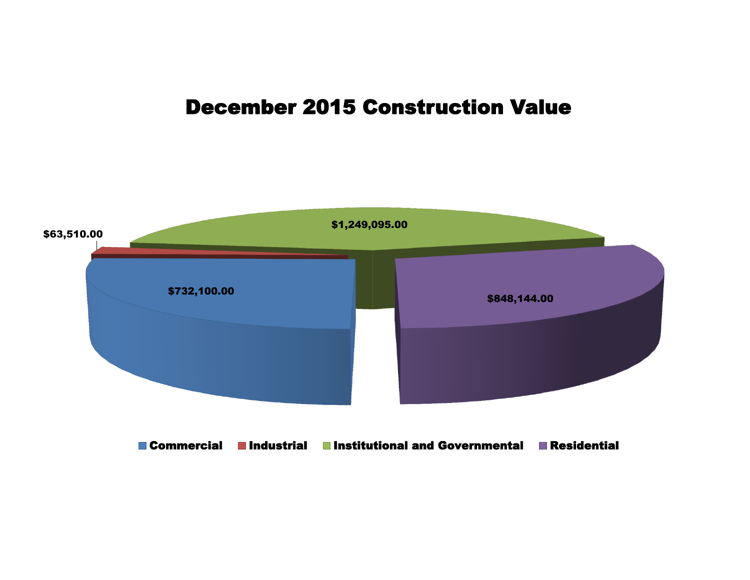# December 2015 Construction Value

| Category | Value |
|---|---|
| Commercial | $732,100.00 |
| Industrial | $63,510.00 |
| Institutional and Governmental | $1,249,095.00 |
| Residential | $848,144.00 |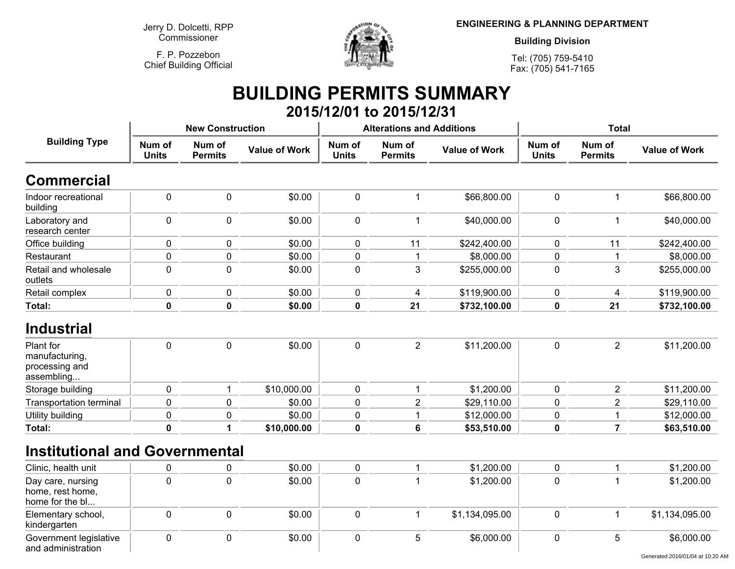Jerry D. Dolcetti, RPP
Commissioner

F. P. Pozzebon
Chief Building Official

**ENGINEERING & PLANNING DEPARTMENT**

**Building Division**

Tel: (705) 759-5410
Fax: (705) 541-7165

# BUILDING PERMITS SUMMARY

## 2015/12/01 to 2015/12/31

| Building Type | New Construction | | | Alterations and Additions | | | Total | | |
|---|---|---|---|---|---|---|---|---|---|
| | Num of Units | Num of Permits | Value of Work | Num of Units | Num of Permits | Value of Work | Num of Units | Num of Permits | Value of Work |
| **Commercial** | | | | | | | | | |
| Indoor recreational building | 0 | 0 | $0.00 | 0 | 1 | $66,800.00 | 0 | 1 | $66,800.00 |
| Laboratory and research center | 0 | 0 | $0.00 | 0 | 1 | $40,000.00 | 0 | 1 | $40,000.00 |
| Office building | 0 | 0 | $0.00 | 0 | 11 | $242,400.00 | 0 | 11 | $242,400.00 |
| Restaurant | 0 | 0 | $0.00 | 0 | 1 | $8,000.00 | 0 | 1 | $8,000.00 |
| Retail and wholesale outlets | 0 | 0 | $0.00 | 0 | 3 | $255,000.00 | 0 | 3 | $255,000.00 |
| Retail complex | 0 | 0 | $0.00 | 0 | 4 | $119,900.00 | 0 | 4 | $119,900.00 |
| **Total:** | **0** | **0** | **$0.00** | **0** | **21** | **$732,100.00** | **0** | **21** | **$732,100.00** |
| **Industrial** | | | | | | | | | |
| Plant for manufacturing, processing and assembling... | 0 | 0 | $0.00 | 0 | 2 | $11,200.00 | 0 | 2 | $11,200.00 |
| Storage building | 0 | 1 | $10,000.00 | 0 | 1 | $1,200.00 | 0 | 2 | $11,200.00 |
| Transportation terminal | 0 | 0 | $0.00 | 0 | 2 | $29,110.00 | 0 | 2 | $29,110.00 |
| Utility building | 0 | 0 | $0.00 | 0 | 1 | $12,000.00 | 0 | 1 | $12,000.00 |
| **Total:** | **0** | **1** | **$10,000.00** | **0** | **6** | **$53,510.00** | **0** | **7** | **$63,510.00** |
| **Institutional and Governmental** | | | | | | | | | |
| Clinic, health unit | 0 | 0 | $0.00 | 0 | 1 | $1,200.00 | 0 | 1 | $1,200.00 |
| Day care, nursing home, rest home, home for the bl... | 0 | 0 | $0.00 | 0 | 1 | $1,200.00 | 0 | 1 | $1,200.00 |
| Elementary school, kindergarten | 0 | 0 | $0.00 | 0 | 1 | $1,134,095.00 | 0 | 1 | $1,134,095.00 |
| Government legislative and administration | 0 | 0 | $0.00 | 0 | 5 | $6,000.00 | 0 | 5 | $6,000.00 |

Generated 2016/01/04 at 10:20 AM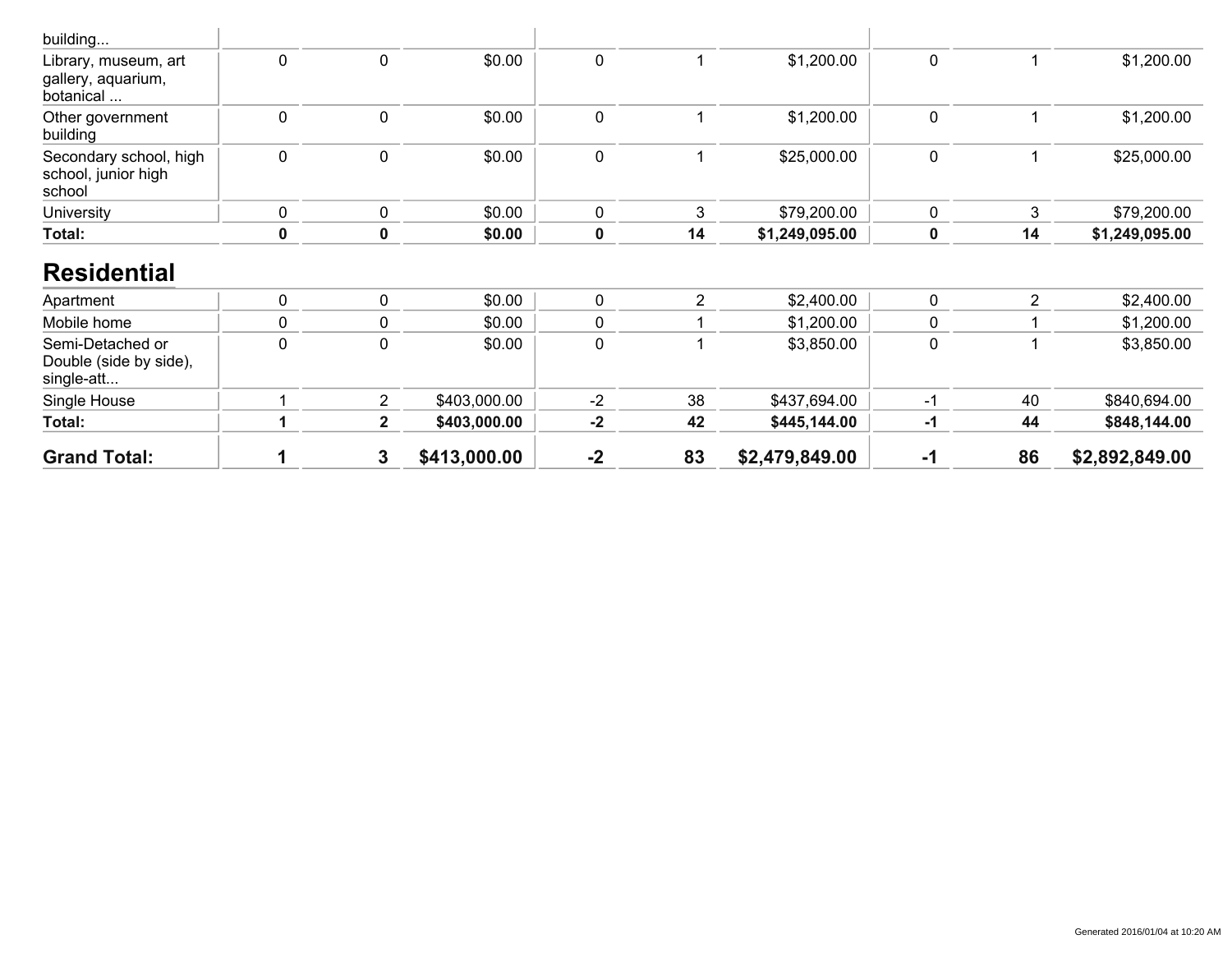| | | | | | | | | | |
|---|---|---|---|---|---|---|---|---|---|
| building... | | | | | | | | | |
| Library, museum, art gallery, aquarium, botanical ... | 0 | 0 | $0.00 | 0 | 1 | $1,200.00 | 0 | 1 | $1,200.00 |
| Other government building | 0 | 0 | $0.00 | 0 | 1 | $1,200.00 | 0 | 1 | $1,200.00 |
| Secondary school, high school, junior high school | 0 | 0 | $0.00 | 0 | 1 | $25,000.00 | 0 | 1 | $25,000.00 |
| University | 0 | 0 | $0.00 | 0 | 3 | $79,200.00 | 0 | 3 | $79,200.00 |
| **Total:** | **0** | **0** | **$0.00** | **0** | **14** | **$1,249,095.00** | **0** | **14** | **$1,249,095.00** |

## Residential

| | | | | | | | | | |
|---|---|---|---|---|---|---|---|---|---|
| Apartment | 0 | 0 | $0.00 | 0 | 2 | $2,400.00 | 0 | 2 | $2,400.00 |
| Mobile home | 0 | 0 | $0.00 | 0 | 1 | $1,200.00 | 0 | 1 | $1,200.00 |
| Semi-Detached or Double (side by side), single-att... | 0 | 0 | $0.00 | 0 | 1 | $3,850.00 | 0 | 1 | $3,850.00 |
| Single House | 1 | 2 | $403,000.00 | -2 | 38 | $437,694.00 | -1 | 40 | $840,694.00 |
| **Total:** | **1** | **2** | **$403,000.00** | **-2** | **42** | **$445,144.00** | **-1** | **44** | **$848,144.00** |
| **Grand Total:** | **1** | **3** | **$413,000.00** | **-2** | **83** | **$2,479,849.00** | **-1** | **86** | **$2,892,849.00** |

Generated 2016/01/04 at 10:20 AM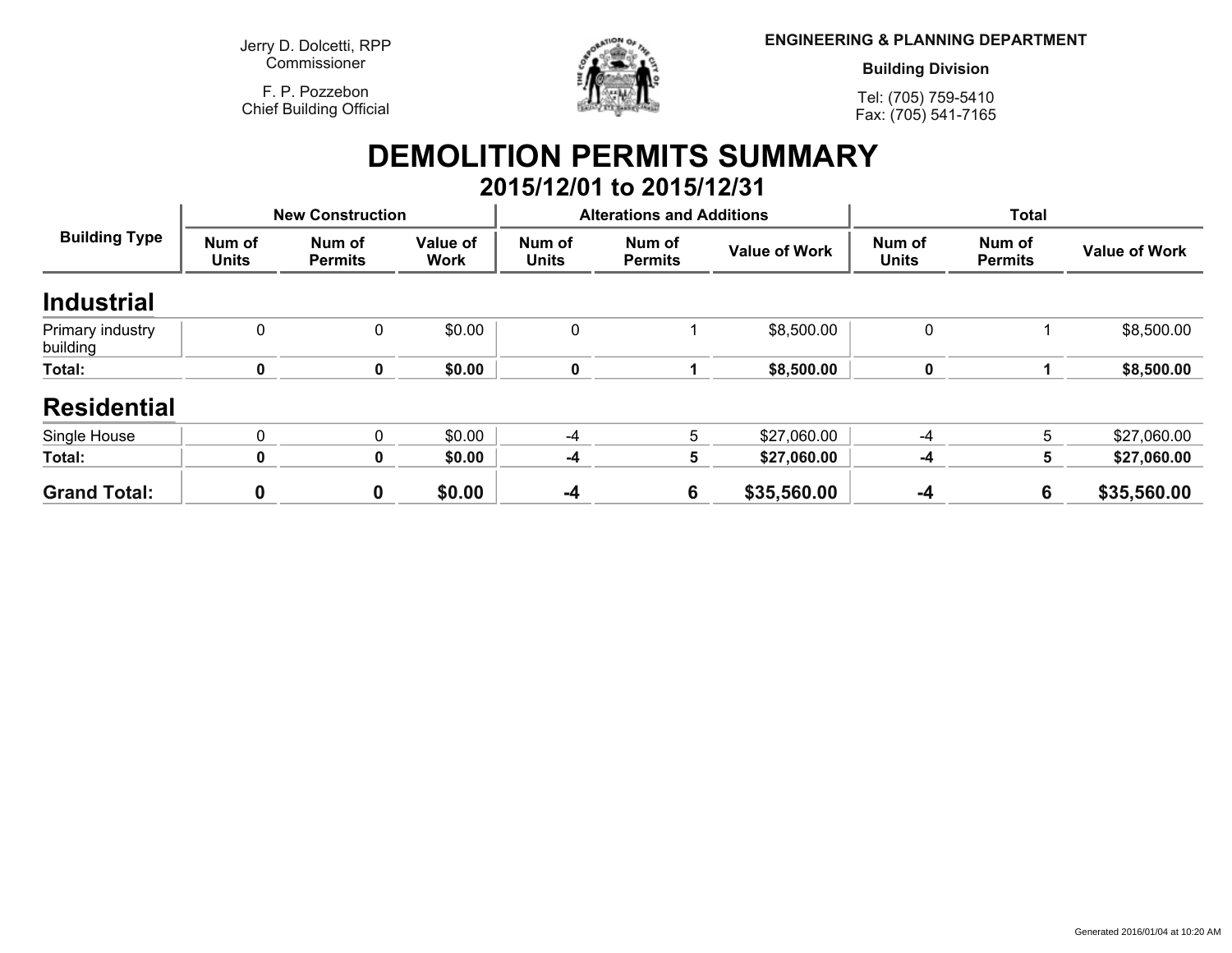Jerry D. Dolcetti, RPP
Commissioner

F. P. Pozzebon
Chief Building Official

**ENGINEERING & PLANNING DEPARTMENT**

**Building Division**

Tel: (705) 759-5410
Fax: (705) 541-7165

# DEMOLITION PERMITS SUMMARY

## 2015/12/01 to 2015/12/31

| Building Type | New Construction | | | Alterations and Additions | | | Total | | |
|---|---|---|---|---|---|---|---|---|---|
| | Num of Units | Num of Permits | Value of Work | Num of Units | Num of Permits | Value of Work | Num of Units | Num of Permits | Value of Work |
| **Industrial** | | | | | | | | | |
| Primary industry building | 0 | 0 | $0.00 | 0 | 1 | $8,500.00 | 0 | 1 | $8,500.00 |
| **Total:** | **0** | **0** | **$0.00** | **0** | **1** | **$8,500.00** | **0** | **1** | **$8,500.00** |
| **Residential** | | | | | | | | | |
| Single House | 0 | 0 | $0.00 | -4 | 5 | $27,060.00 | -4 | 5 | $27,060.00 |
| **Total:** | **0** | **0** | **$0.00** | **-4** | **5** | **$27,060.00** | **-4** | **5** | **$27,060.00** |
| **Grand Total:** | **0** | **0** | **$0.00** | **-4** | **6** | **$35,560.00** | **-4** | **6** | **$35,560.00** |

Generated 2016/01/04 at 10:20 AM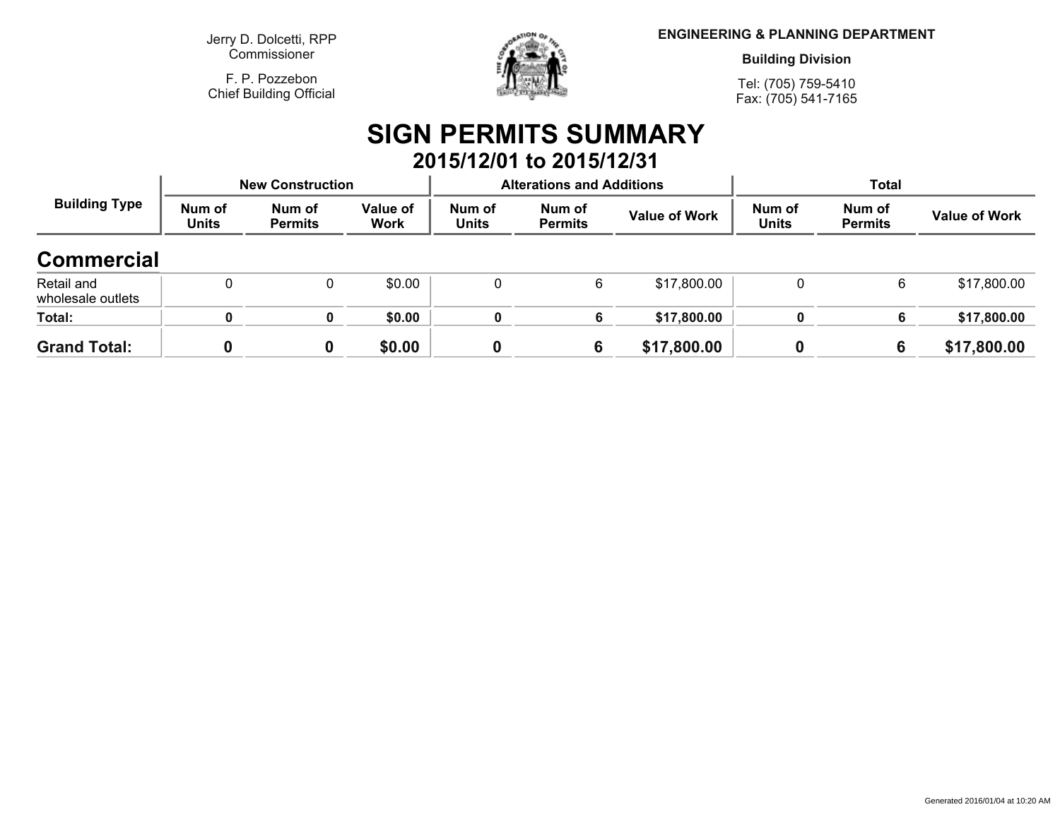Jerry D. Dolcetti, RPP
Commissioner

F. P. Pozzebon
Chief Building Official

**ENGINEERING & PLANNING DEPARTMENT**

**Building Division**

Tel: (705) 759-5410
Fax: (705) 541-7165

# SIGN PERMITS SUMMARY

## 2015/12/01 to 2015/12/31

| Building Type | New Construction | | | Alterations and Additions | | | Total | | |
|---|---|---|---|---|---|---|---|---|---|
| | Num of Units | Num of Permits | Value of Work | Num of Units | Num of Permits | Value of Work | Num of Units | Num of Permits | Value of Work |
| **Commercial** | | | | | | | | | |
| Retail and wholesale outlets | 0 | 0 | $0.00 | 0 | 6 | $17,800.00 | 0 | 6 | $17,800.00 |
| **Total:** | **0** | **0** | **$0.00** | **0** | **6** | **$17,800.00** | **0** | **6** | **$17,800.00** |
| **Grand Total:** | **0** | **0** | **$0.00** | **0** | **6** | **$17,800.00** | **0** | **6** | **$17,800.00** |

Generated 2016/01/04 at 10:20 AM